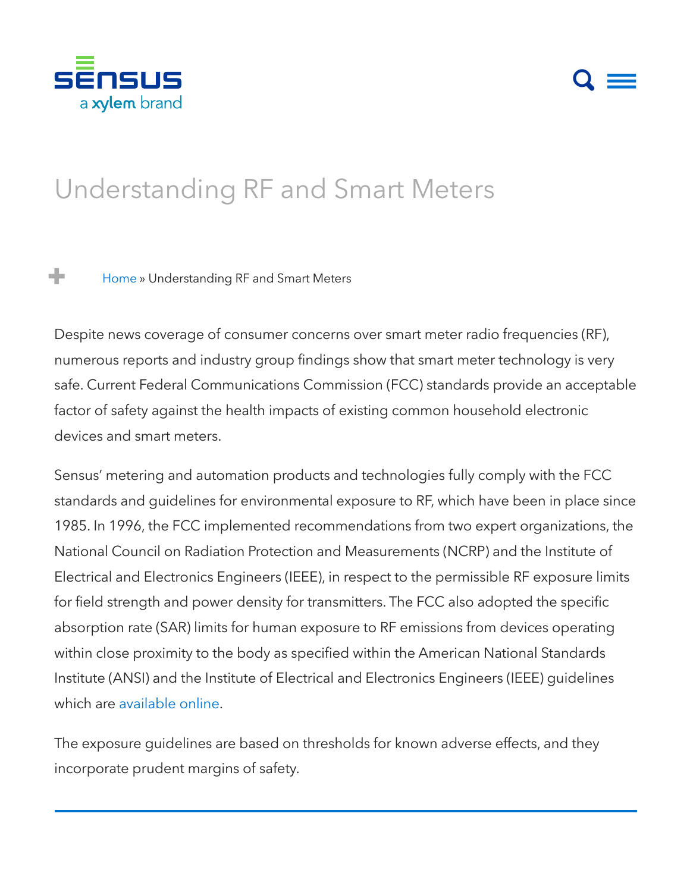# Understanding RF and Smart Meters

Home » Understanding RF and Smart Meters

Despite news coverage of consumer concerns over smart meter radio frequencies (RF), numerous reports and industry group findings show that smart meter technology is very safe. Current Federal Communications Commission (FCC) standards provide an acceptable factor of safety against the health impacts of existing common household electronic devices and smart meters.

Sensus' metering and automation products and technologies fully comply with the FCC standards and guidelines for environmental exposure to RF, which have been in place since 1985. In 1996, the FCC implemented recommendations from two expert organizations, the National Council on Radiation Protection and Measurements (NCRP) and the Institute of Electrical and Electronics Engineers (IEEE), in respect to the permissible RF exposure limits for field strength and power density for transmitters. The FCC also adopted the specific absorption rate (SAR) limits for human exposure to RF emissions from devices operating within close proximity to the body as specified within the American National Standards Institute (ANSI) and the Institute of Electrical and Electronics Engineers (IEEE) guidelines which are available online.

The exposure guidelines are based on thresholds for known adverse effects, and they incorporate prudent margins of safety.

---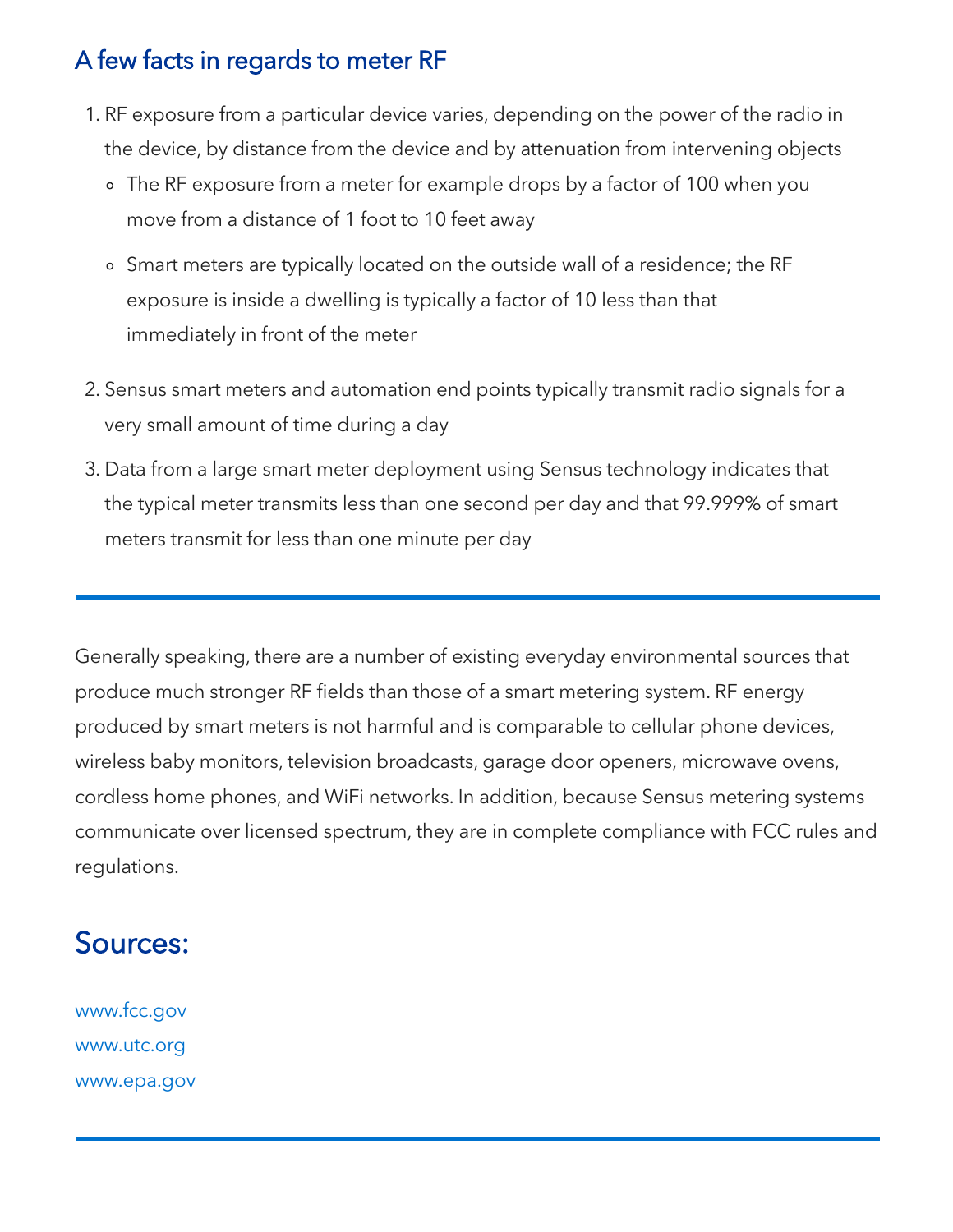## A few facts in regards to meter RF

1. RF exposure from a particular device varies, depending on the power of the radio in the device, by distance from the device and by attenuation from intervening objects
   - The RF exposure from a meter for example drops by a factor of 100 when you move from a distance of 1 foot to 10 feet away
   - Smart meters are typically located on the outside wall of a residence; the RF exposure is inside a dwelling is typically a factor of 10 less than that immediately in front of the meter
2. Sensus smart meters and automation end points typically transmit radio signals for a very small amount of time during a day
3. Data from a large smart meter deployment using Sensus technology indicates that the typical meter transmits less than one second per day and that 99.999% of smart meters transmit for less than one minute per day

---

Generally speaking, there are a number of existing everyday environmental sources that produce much stronger RF fields than those of a smart metering system. RF energy produced by smart meters is not harmful and is comparable to cellular phone devices, wireless baby monitors, television broadcasts, garage door openers, microwave ovens, cordless home phones, and WiFi networks. In addition, because Sensus metering systems communicate over licensed spectrum, they are in complete compliance with FCC rules and regulations.

## Sources:

www.fcc.gov
www.utc.org
www.epa.gov

---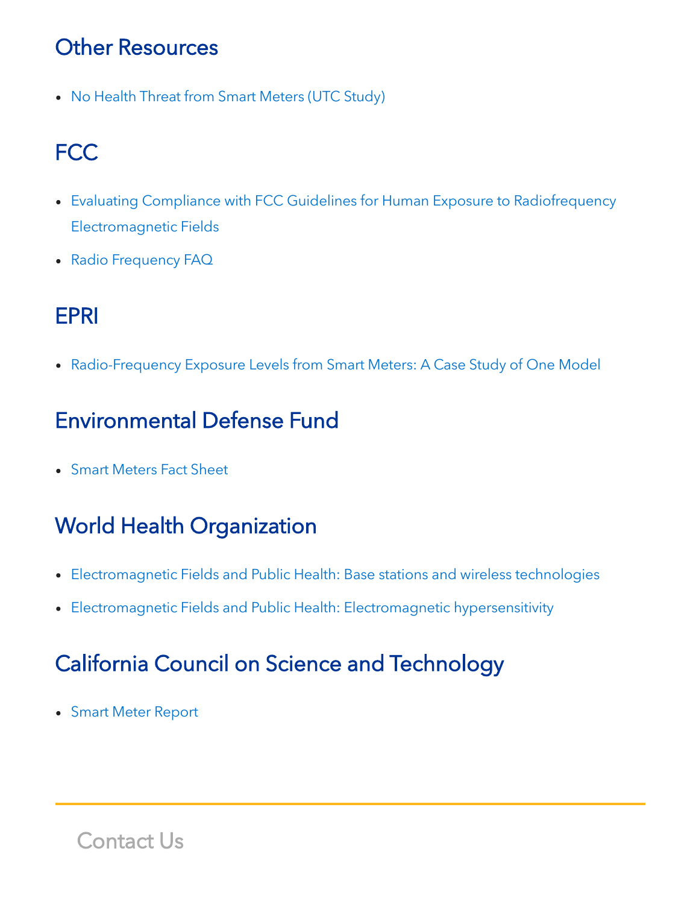## Other Resources

- No Health Threat from Smart Meters (UTC Study)

## FCC

- Evaluating Compliance with FCC Guidelines for Human Exposure to Radiofrequency Electromagnetic Fields
- Radio Frequency FAQ

## EPRI

- Radio-Frequency Exposure Levels from Smart Meters: A Case Study of One Model

## Environmental Defense Fund

- Smart Meters Fact Sheet

## World Health Organization

- Electromagnetic Fields and Public Health: Base stations and wireless technologies
- Electromagnetic Fields and Public Health: Electromagnetic hypersensitivity

## California Council on Science and Technology

- Smart Meter Report

---

Contact Us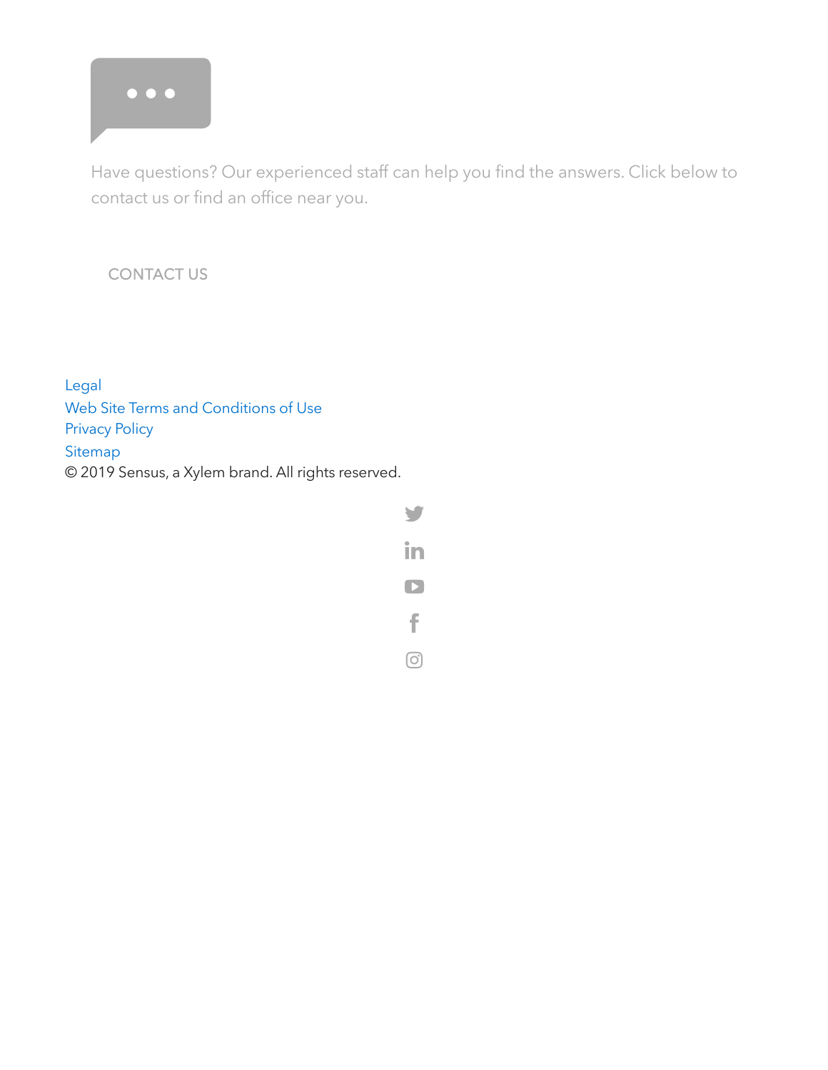Have questions? Our experienced staff can help you find the answers. Click below to contact us or find an office near you.

CONTACT US

Legal
Web Site Terms and Conditions of Use
Privacy Policy
Sitemap
© 2019 Sensus, a Xylem brand. All rights reserved.